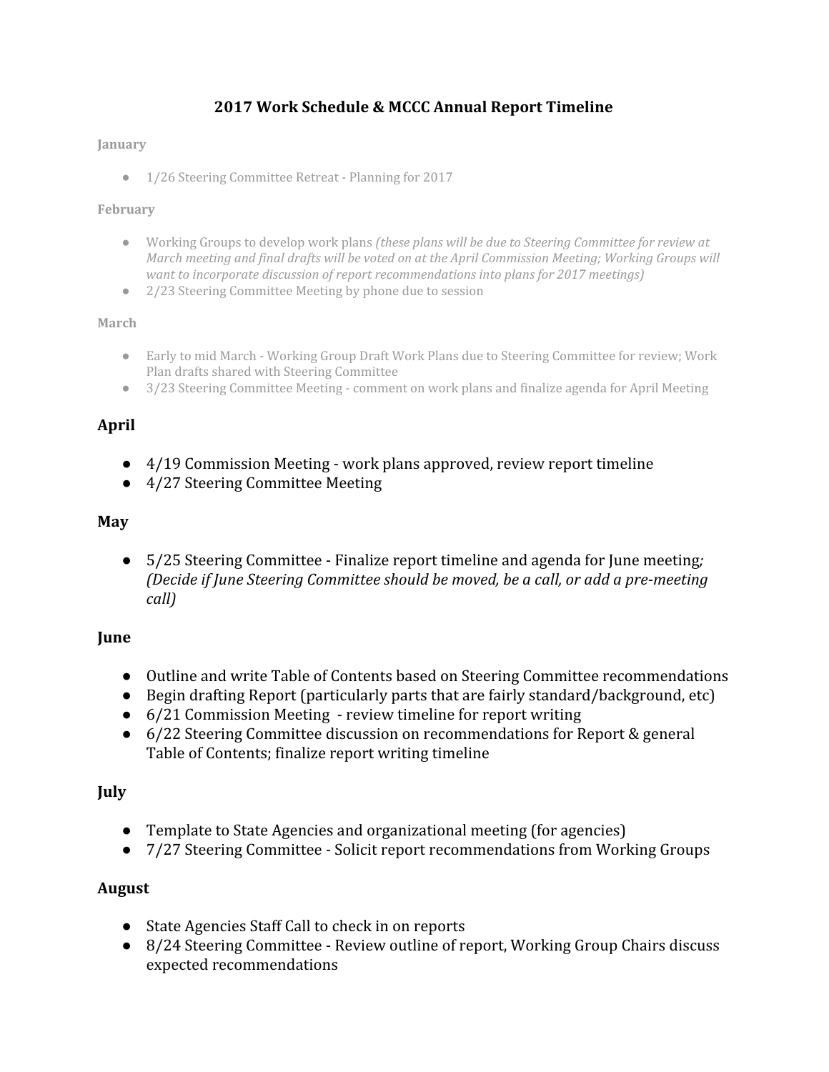# 2017 Work Schedule & MCCC Annual Report Timeline

### January

- 1/26 Steering Committee Retreat - Planning for 2017

### February

- Working Groups to develop work plans *(these plans will be due to Steering Committee for review at March meeting and final drafts will be voted on at the April Commission Meeting; Working Groups will want to incorporate discussion of report recommendations into plans for 2017 meetings)*
- 2/23 Steering Committee Meeting by phone due to session

### March

- Early to mid March - Working Group Draft Work Plans due to Steering Committee for review; Work Plan drafts shared with Steering Committee
- 3/23 Steering Committee Meeting - comment on work plans and finalize agenda for April Meeting

## April

- 4/19 Commission Meeting - work plans approved, review report timeline
- 4/27 Steering Committee Meeting

## May

- 5/25 Steering Committee - Finalize report timeline and agenda for June meeting; *(Decide if June Steering Committee should be moved, be a call, or add a pre-meeting call)*

## June

- Outline and write Table of Contents based on Steering Committee recommendations
- Begin drafting Report (particularly parts that are fairly standard/background, etc)
- 6/21 Commission Meeting - review timeline for report writing
- 6/22 Steering Committee discussion on recommendations for Report & general Table of Contents; finalize report writing timeline

## July

- Template to State Agencies and organizational meeting (for agencies)
- 7/27 Steering Committee - Solicit report recommendations from Working Groups

## August

- State Agencies Staff Call to check in on reports
- 8/24 Steering Committee - Review outline of report, Working Group Chairs discuss expected recommendations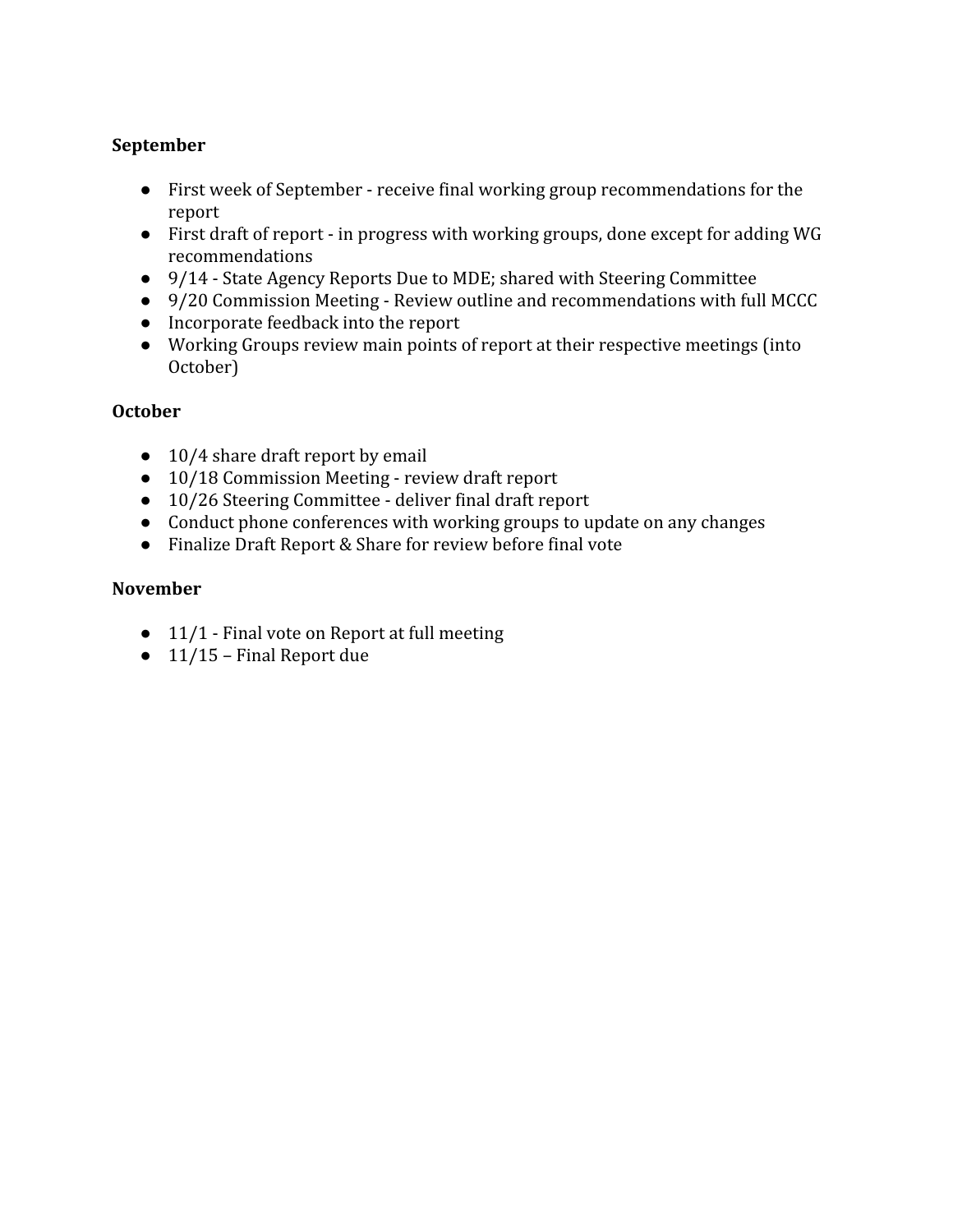**September**

- First week of September - receive final working group recommendations for the report
- First draft of report - in progress with working groups, done except for adding WG recommendations
- 9/14 - State Agency Reports Due to MDE; shared with Steering Committee
- 9/20 Commission Meeting - Review outline and recommendations with full MCCC
- Incorporate feedback into the report
- Working Groups review main points of report at their respective meetings (into October)

**October**

- 10/4 share draft report by email
- 10/18 Commission Meeting - review draft report
- 10/26 Steering Committee - deliver final draft report
- Conduct phone conferences with working groups to update on any changes
- Finalize Draft Report & Share for review before final vote

**November**

- 11/1 - Final vote on Report at full meeting
- 11/15 – Final Report due